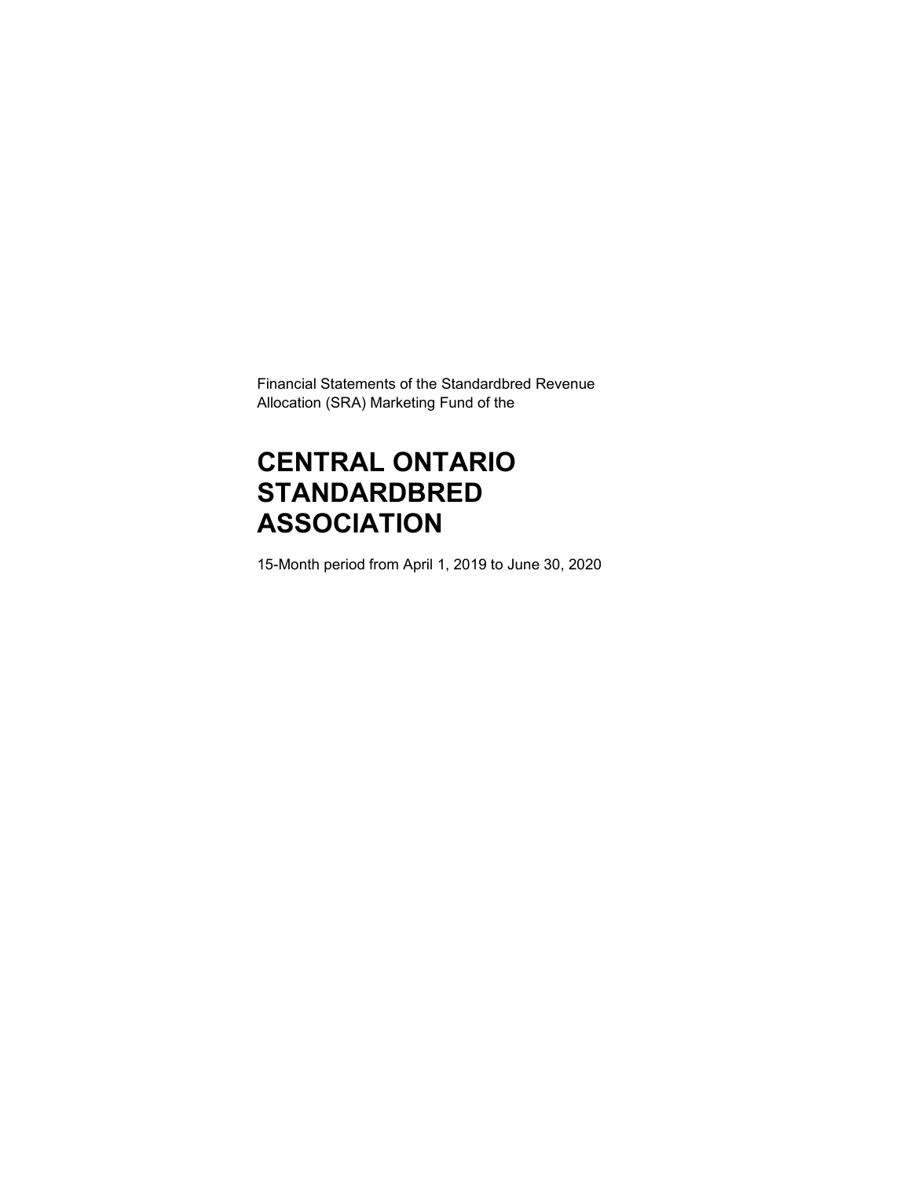Financial Statements of the Standardbred Revenue Allocation (SRA) Marketing Fund of the

# CENTRAL ONTARIO STANDARDBRED ASSOCIATION

15-Month period from April 1, 2019 to June 30, 2020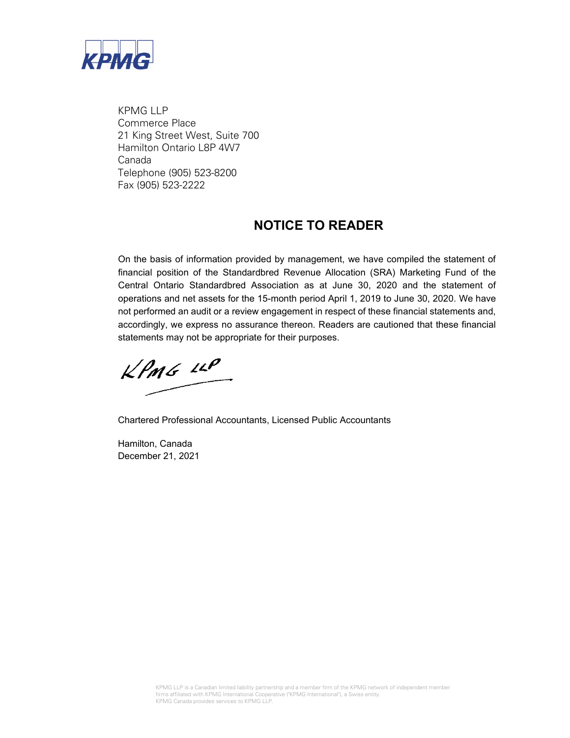KPMG

KPMG LLP
Commerce Place
21 King Street West, Suite 700
Hamilton Ontario L8P 4W7
Canada
Telephone (905) 523-8200
Fax (905) 523-2222

## NOTICE TO READER

On the basis of information provided by management, we have compiled the statement of financial position of the Standardbred Revenue Allocation (SRA) Marketing Fund of the Central Ontario Standardbred Association as at June 30, 2020 and the statement of operations and net assets for the 15-month period April 1, 2019 to June 30, 2020. We have not performed an audit or a review engagement in respect of these financial statements and, accordingly, we express no assurance thereon. Readers are cautioned that these financial statements may not be appropriate for their purposes.

KPMG LLP

Chartered Professional Accountants, Licensed Public Accountants

Hamilton, Canada
December 21, 2021

KPMG LLP is a Canadian limited liability partnership and a member firm of the KPMG network of independent member firms affiliated with KPMG International Cooperative ("KPMG International"), a Swiss entity.
KPMG Canada provides services to KPMG LLP.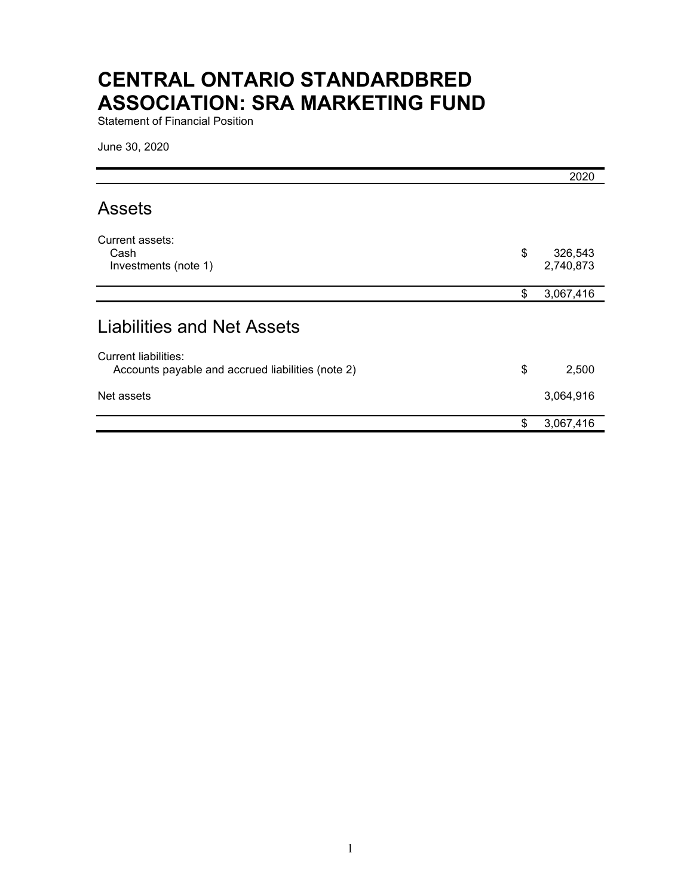# CENTRAL ONTARIO STANDARDBRED ASSOCIATION: SRA MARKETING FUND

Statement of Financial Position

June 30, 2020

| | | 2020 |
|---|---|---|
| **Assets** | | |
| Current assets: | | |
| Cash | $ | 326,543 |
| Investments (note 1) | | 2,740,873 |
| | $ | 3,067,416 |
| **Liabilities and Net Assets** | | |
| Current liabilities: | | |
| Accounts payable and accrued liabilities (note 2) | $ | 2,500 |
| Net assets | | 3,064,916 |
| | $ | 3,067,416 |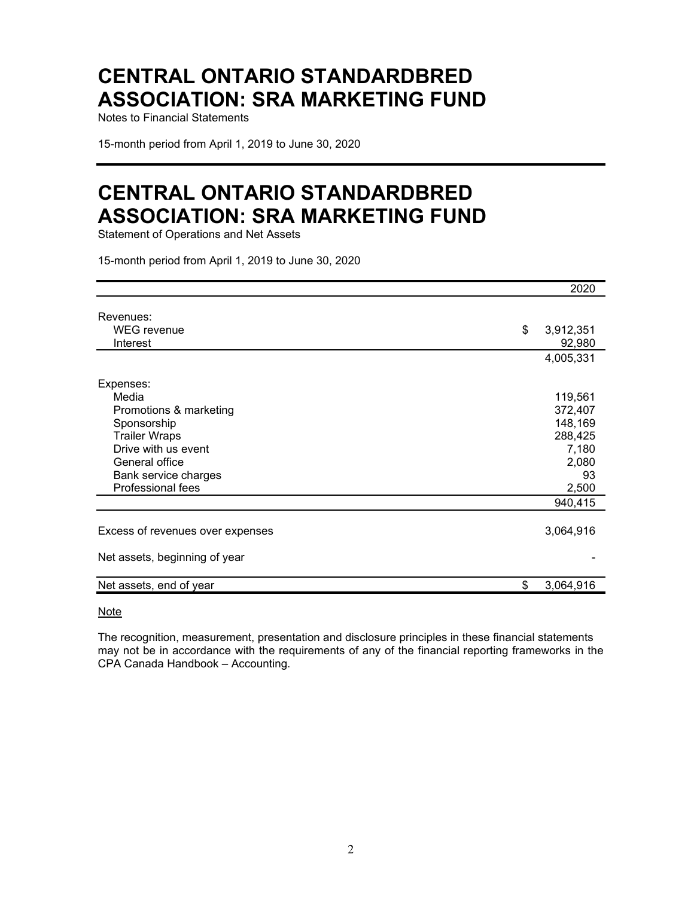# CENTRAL ONTARIO STANDARDBRED ASSOCIATION: SRA MARKETING FUND

Notes to Financial Statements

15-month period from April 1, 2019 to June 30, 2020

# CENTRAL ONTARIO STANDARDBRED ASSOCIATION: SRA MARKETING FUND

Statement of Operations and Net Assets

15-month period from April 1, 2019 to June 30, 2020

| | 2020 |
|---|---|
| Revenues: | |
| WEG revenue | $ 3,912,351 |
| Interest | 92,980 |
| | 4,005,331 |
| Expenses: | |
| Media | 119,561 |
| Promotions & marketing | 372,407 |
| Sponsorship | 148,169 |
| Trailer Wraps | 288,425 |
| Drive with us event | 7,180 |
| General office | 2,080 |
| Bank service charges | 93 |
| Professional fees | 2,500 |
| | 940,415 |
| Excess of revenues over expenses | 3,064,916 |
| Net assets, beginning of year | - |
| Net assets, end of year | $ 3,064,916 |

Note

The recognition, measurement, presentation and disclosure principles in these financial statements may not be in accordance with the requirements of any of the financial reporting frameworks in the CPA Canada Handbook – Accounting.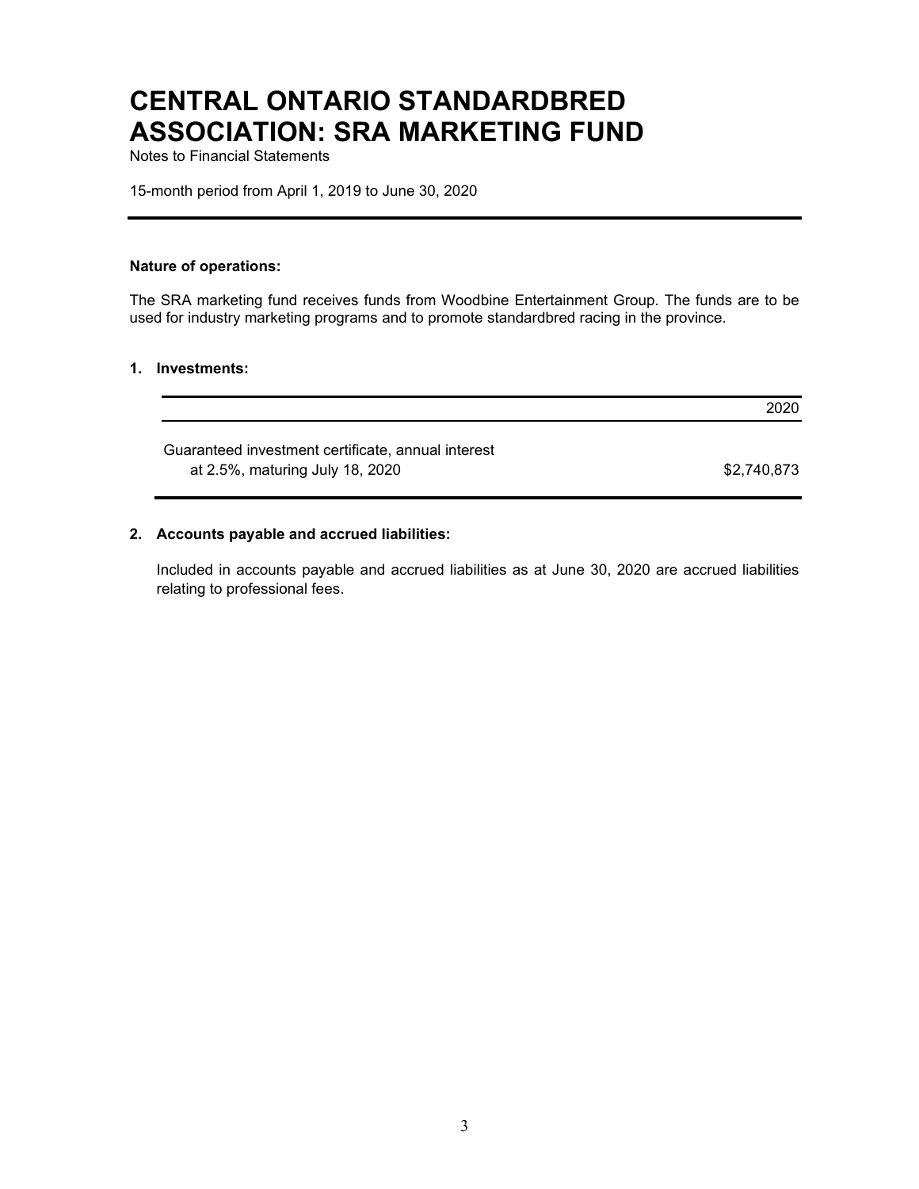# CENTRAL ONTARIO STANDARDBRED ASSOCIATION: SRA MARKETING FUND

Notes to Financial Statements

15-month period from April 1, 2019 to June 30, 2020

**Nature of operations:**

The SRA marketing fund receives funds from Woodbine Entertainment Group. The funds are to be used for industry marketing programs and to promote standardbred racing in the province.

**1. Investments:**

| | 2020 |
|---|---|
| Guaranteed investment certificate, annual interest at 2.5%, maturing July 18, 2020 | $2,740,873 |

**2. Accounts payable and accrued liabilities:**

Included in accounts payable and accrued liabilities as at June 30, 2020 are accrued liabilities relating to professional fees.